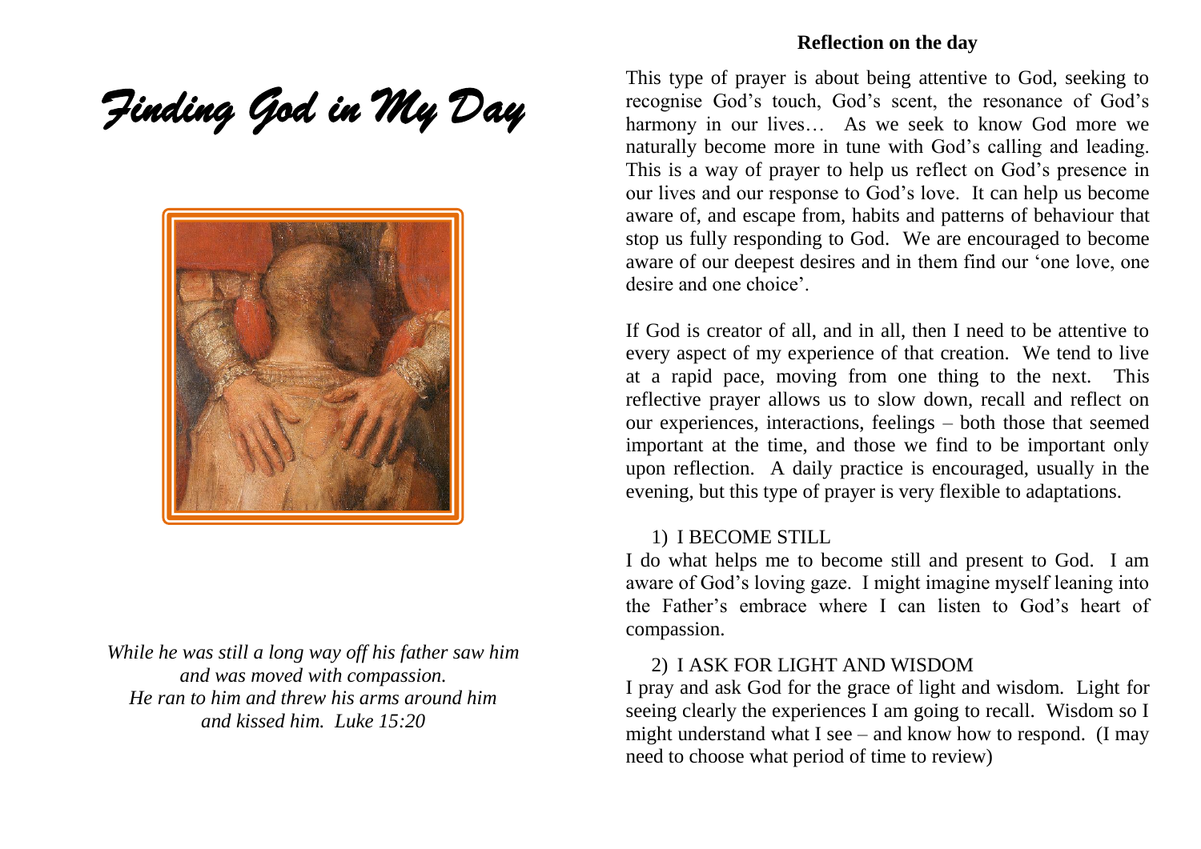# *Finding God in My Day*

*While he was still a long way off his father saw him*
*and was moved with compassion.*
*He ran to him and threw his arms around him*
*and kissed him. Luke 15:20*

**Reflection on the day**

This type of prayer is about being attentive to God, seeking to recognise God's touch, God's scent, the resonance of God's harmony in our lives… As we seek to know God more we naturally become more in tune with God's calling and leading. This is a way of prayer to help us reflect on God's presence in our lives and our response to God's love. It can help us become aware of, and escape from, habits and patterns of behaviour that stop us fully responding to God. We are encouraged to become aware of our deepest desires and in them find our 'one love, one desire and one choice'.

If God is creator of all, and in all, then I need to be attentive to every aspect of my experience of that creation. We tend to live at a rapid pace, moving from one thing to the next. This reflective prayer allows us to slow down, recall and reflect on our experiences, interactions, feelings – both those that seemed important at the time, and those we find to be important only upon reflection. A daily practice is encouraged, usually in the evening, but this type of prayer is very flexible to adaptations.

1) I BECOME STILL

I do what helps me to become still and present to God. I am aware of God's loving gaze. I might imagine myself leaning into the Father's embrace where I can listen to God's heart of compassion.

2) I ASK FOR LIGHT AND WISDOM

I pray and ask God for the grace of light and wisdom. Light for seeing clearly the experiences I am going to recall. Wisdom so I might understand what I see – and know how to respond. (I may need to choose what period of time to review)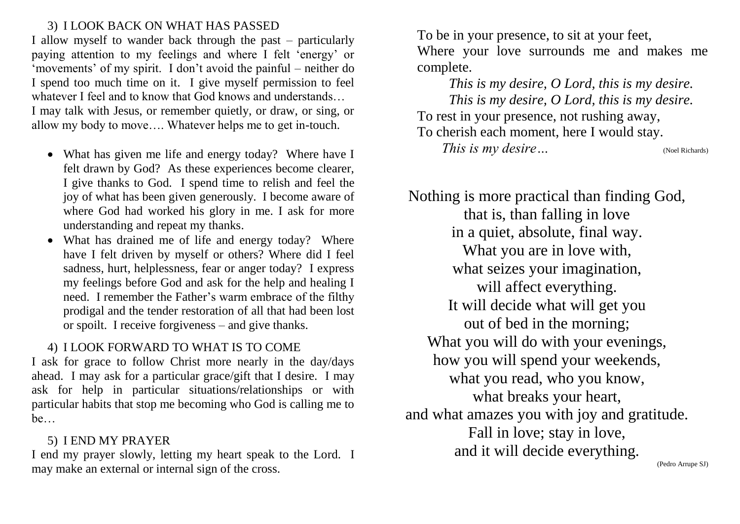3) I LOOK BACK ON WHAT HAS PASSED

I allow myself to wander back through the past – particularly paying attention to my feelings and where I felt 'energy' or 'movements' of my spirit. I don't avoid the painful – neither do I spend too much time on it. I give myself permission to feel whatever I feel and to know that God knows and understands…
I may talk with Jesus, or remember quietly, or draw, or sing, or allow my body to move…. Whatever helps me to get in-touch.

- What has given me life and energy today? Where have I felt drawn by God? As these experiences become clearer, I give thanks to God. I spend time to relish and feel the joy of what has been given generously. I become aware of where God had worked his glory in me. I ask for more understanding and repeat my thanks.
- What has drained me of life and energy today? Where have I felt driven by myself or others? Where did I feel sadness, hurt, helplessness, fear or anger today? I express my feelings before God and ask for the help and healing I need. I remember the Father's warm embrace of the filthy prodigal and the tender restoration of all that had been lost or spoilt. I receive forgiveness – and give thanks.

4) I LOOK FORWARD TO WHAT IS TO COME

I ask for grace to follow Christ more nearly in the day/days ahead. I may ask for a particular grace/gift that I desire. I may ask for help in particular situations/relationships or with particular habits that stop me becoming who God is calling me to be…

5) I END MY PRAYER

I end my prayer slowly, letting my heart speak to the Lord. I may make an external or internal sign of the cross.

To be in your presence, to sit at your feet,
Where your love surrounds me and makes me complete.

*This is my desire, O Lord, this is my desire.*
*This is my desire, O Lord, this is my desire.*

To rest in your presence, not rushing away,
To cherish each moment, here I would stay.

*This is my desire…*

(Noel Richards)

Nothing is more practical than finding God,
that is, than falling in love
in a quiet, absolute, final way.
What you are in love with,
what seizes your imagination,
will affect everything.
It will decide what will get you
out of bed in the morning;
What you will do with your evenings,
how you will spend your weekends,
what you read, who you know,
what breaks your heart,
and what amazes you with joy and gratitude.
Fall in love; stay in love,
and it will decide everything.

(Pedro Arrupe SJ)